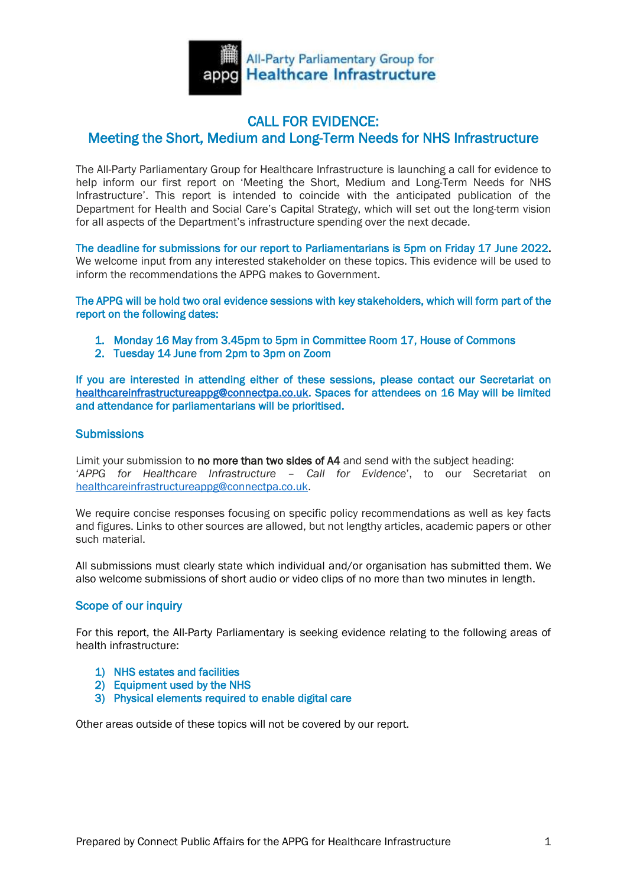All-Party Parliamentary Group for
**Healthcare Infrastructure**

# CALL FOR EVIDENCE:
# Meeting the Short, Medium and Long-Term Needs for NHS Infrastructure

The All-Party Parliamentary Group for Healthcare Infrastructure is launching a call for evidence to help inform our first report on 'Meeting the Short, Medium and Long-Term Needs for NHS Infrastructure'. This report is intended to coincide with the anticipated publication of the Department for Health and Social Care's Capital Strategy, which will set out the long-term vision for all aspects of the Department's infrastructure spending over the next decade.

**The deadline for submissions for our report to Parliamentarians is 5pm on Friday 17 June 2022.** We welcome input from any interested stakeholder on these topics. This evidence will be used to inform the recommendations the APPG makes to Government.

**The APPG will be hold two oral evidence sessions with key stakeholders, which will form part of the report on the following dates:**

1. **Monday 16 May from 3.45pm to 5pm in Committee Room 17, House of Commons**
2. **Tuesday 14 June from 2pm to 3pm on Zoom**

**If you are interested in attending either of these sessions, please contact our Secretariat on healthcareinfrastructureappg@connectpa.co.uk. Spaces for attendees on 16 May will be limited and attendance for parliamentarians will be prioritised.**

## Submissions

Limit your submission to **no more than two sides of A4** and send with the subject heading: '*APPG for Healthcare Infrastructure – Call for Evidence*', to our Secretariat on healthcareinfrastructureappg@connectpa.co.uk.

We require concise responses focusing on specific policy recommendations as well as key facts and figures. Links to other sources are allowed, but not lengthy articles, academic papers or other such material.

All submissions must clearly state which individual and/or organisation has submitted them. We also welcome submissions of short audio or video clips of no more than two minutes in length.

## Scope of our inquiry

For this report, the All-Party Parliamentary is seeking evidence relating to the following areas of health infrastructure:

1) NHS estates and facilities
2) Equipment used by the NHS
3) Physical elements required to enable digital care

Other areas outside of these topics will not be covered by our report.

Prepared by Connect Public Affairs for the APPG for Healthcare Infrastructure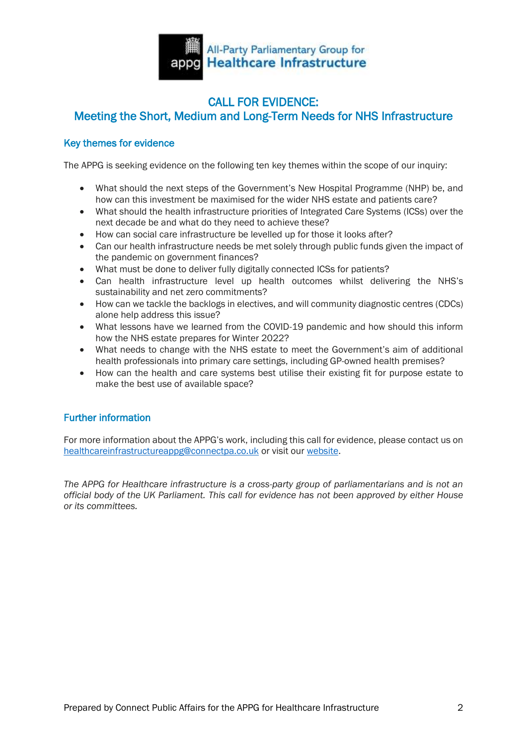All-Party Parliamentary Group for **Healthcare Infrastructure**

# CALL FOR EVIDENCE:
# Meeting the Short, Medium and Long-Term Needs for NHS Infrastructure

## Key themes for evidence

The APPG is seeking evidence on the following ten key themes within the scope of our inquiry:

- What should the next steps of the Government's New Hospital Programme (NHP) be, and how can this investment be maximised for the wider NHS estate and patients care?
- What should the health infrastructure priorities of Integrated Care Systems (ICSs) over the next decade be and what do they need to achieve these?
- How can social care infrastructure be levelled up for those it looks after?
- Can our health infrastructure needs be met solely through public funds given the impact of the pandemic on government finances?
- What must be done to deliver fully digitally connected ICSs for patients?
- Can health infrastructure level up health outcomes whilst delivering the NHS's sustainability and net zero commitments?
- How can we tackle the backlogs in electives, and will community diagnostic centres (CDCs) alone help address this issue?
- What lessons have we learned from the COVID-19 pandemic and how should this inform how the NHS estate prepares for Winter 2022?
- What needs to change with the NHS estate to meet the Government's aim of additional health professionals into primary care settings, including GP-owned health premises?
- How can the health and care systems best utilise their existing fit for purpose estate to make the best use of available space?

## Further information

For more information about the APPG's work, including this call for evidence, please contact us on healthcareinfrastructureappg@connectpa.co.uk or visit our website.

*The APPG for Healthcare infrastructure is a cross-party group of parliamentarians and is not an official body of the UK Parliament. This call for evidence has not been approved by either House or its committees.*

Prepared by Connect Public Affairs for the APPG for Healthcare Infrastructure